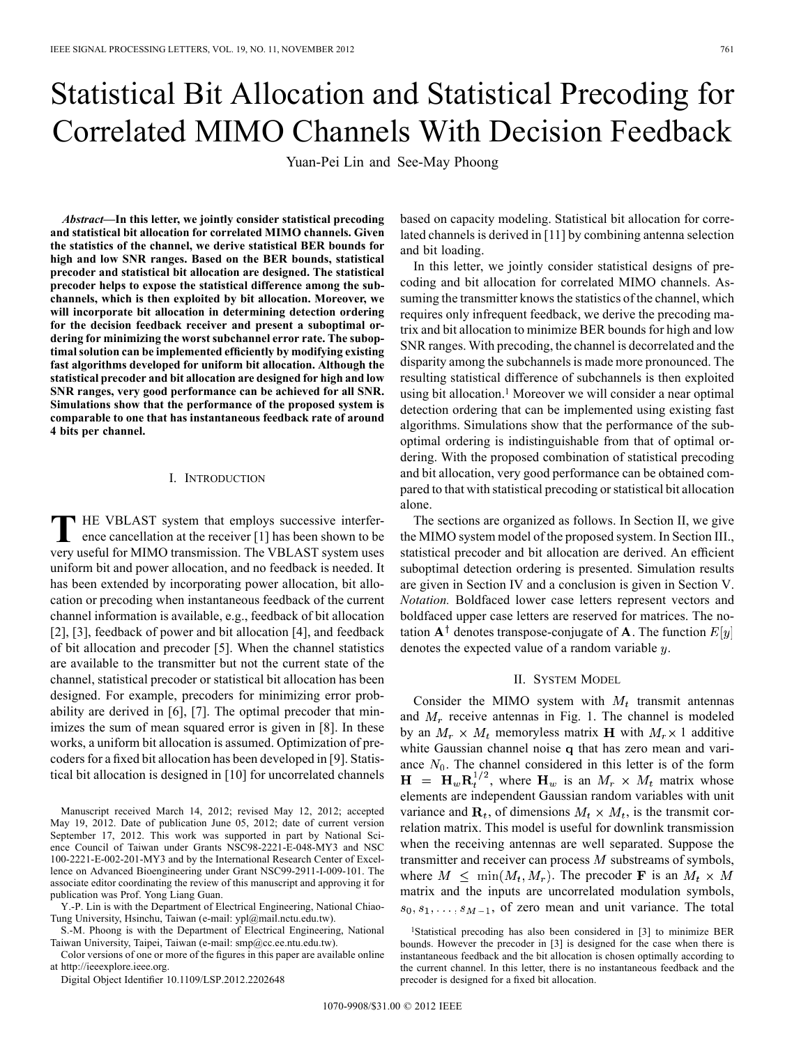# Statistical Bit Allocation and Statistical Precoding for Correlated MIMO Channels With Decision Feedback

Yuan-Pei Lin and See-May Phoong

***Abstract*—In this letter, we jointly consider statistical precoding and statistical bit allocation for correlated MIMO channels. Given the statistics of the channel, we derive statistical BER bounds for high and low SNR ranges. Based on the BER bounds, statistical precoder and statistical bit allocation are designed. The statistical precoder helps to expose the statistical difference among the subchannels, which is then exploited by bit allocation. Moreover, we will incorporate bit allocation in determining detection ordering for the decision feedback receiver and present a suboptimal ordering for minimizing the worst subchannel error rate. The suboptimal solution can be implemented efficiently by modifying existing fast algorithms developed for uniform bit allocation. Although the statistical precoder and bit allocation are designed for high and low SNR ranges, very good performance can be achieved for all SNR. Simulations show that the performance of the proposed system is comparable to one that has instantaneous feedback rate of around 4 bits per channel.**

## I. Introduction

The VBLAST system that employs successive interference cancellation at the receiver [1] has been shown to be very useful for MIMO transmission. The VBLAST system uses uniform bit and power allocation, and no feedback is needed. It has been extended by incorporating power allocation, bit allocation or precoding when instantaneous feedback of the current channel information is available, e.g., feedback of bit allocation [2], [3], feedback of power and bit allocation [4], and feedback of bit allocation and precoder [5]. When the channel statistics are available to the transmitter but not the current state of the channel, statistical precoder or statistical bit allocation has been designed. For example, precoders for minimizing error probability are derived in [6], [7]. The optimal precoder that minimizes the sum of mean squared error is given in [8]. In these works, a uniform bit allocation is assumed. Optimization of precoders for a fixed bit allocation has been developed in [9]. Statistical bit allocation is designed in [10] for uncorrelated channels based on capacity modeling. Statistical bit allocation for correlated channels is derived in [11] by combining antenna selection and bit loading.

In this letter, we jointly consider statistical designs of precoding and bit allocation for correlated MIMO channels. Assuming the transmitter knows the statistics of the channel, which requires only infrequent feedback, we derive the precoding matrix and bit allocation to minimize BER bounds for high and low SNR ranges. With precoding, the channel is decorrelated and the disparity among the subchannels is made more pronounced. The resulting statistical difference of subchannels is then exploited using bit allocation.[1] Moreover we will consider a near optimal detection ordering that can be implemented using existing fast algorithms. Simulations show that the performance of the suboptimal ordering is indistinguishable from that of optimal ordering. With the proposed combination of statistical precoding and bit allocation, very good performance can be obtained compared to that with statistical precoding or statistical bit allocation alone.

The sections are organized as follows. In Section II, we give the MIMO system model of the proposed system. In Section III., statistical precoder and bit allocation are derived. An efficient suboptimal detection ordering is presented. Simulation results are given in Section IV and a conclusion is given in Section V. *Notation.* Boldfaced lower case letters represent vectors and boldfaced upper case letters are reserved for matrices. The notation $\mathbf{A}^\dagger$ denotes transpose-conjugate of $\mathbf{A}$. The function $E[y]$ denotes the expected value of a random variable $y$.

## II. System Model

Consider the MIMO system with $M_t$ transmit antennas and $M_r$ receive antennas in Fig. 1. The channel is modeled by an $M_r \times M_t$ memoryless matrix $\mathbf{H}$ with $M_r \times 1$ additive white Gaussian channel noise $\mathbf{q}$ that has zero mean and variance $N_0$. The channel considered in this letter is of the form $\mathbf{H} = \mathbf{H}_w \mathbf{R}_t^{1/2}$, where $\mathbf{H}_w$ is an $M_r \times M_t$ matrix whose elements are independent Gaussian random variables with unit variance and $\mathbf{R}_t$, of dimensions $M_t \times M_t$, is the transmit correlation matrix. This model is useful for downlink transmission when the receiving antennas are well separated. Suppose the transmitter and receiver can process $M$ substreams of symbols, where $M \leq \min(M_t, M_r)$. The precoder $\mathbf{F}$ is an $M_t \times M$ matrix and the inputs are uncorrelated modulation symbols, $s_0, s_1, \ldots, s_{M-1}$, of zero mean and unit variance. The total

Manuscript received March 14, 2012; revised May 12, 2012; accepted May 19, 2012. Date of publication June 05, 2012; date of current version September 17, 2012. This work was supported in part by National Science Council of Taiwan under Grants NSC98-2221-E-048-MY3 and NSC 100-2221-E-002-201-MY3 and by the International Research Center of Excellence on Advanced Bioengineering under Grant NSC99-2911-I-009-101. The associate editor coordinating the review of this manuscript and approving it for publication was Prof. Yong Liang Guan.

Y.-P. Lin is with the Department of Electrical Engineering, National Chiao-Tung University, Hsinchu, Taiwan (e-mail: ypl@mail.nctu.edu.tw).

S.-M. Phoong is with the Department of Electrical Engineering, National Taiwan University, Taipei, Taiwan (e-mail: smp@cc.ee.ntu.edu.tw).

Color versions of one or more of the figures in this paper are available online at http://ieeexplore.ieee.org.

Digital Object Identifier 10.1109/LSP.2012.2202648

[1] Statistical precoding has also been considered in [3] to minimize BER bounds. However the precoder in [3] is designed for the case when there is instantaneous feedback and the bit allocation is chosen optimally according to the current channel. In this letter, there is no instantaneous feedback and the precoder is designed for a fixed bit allocation.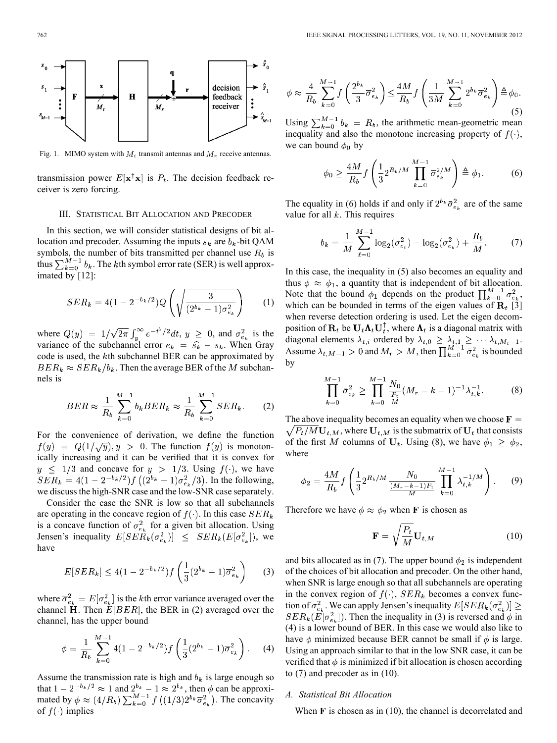Fig. 1. MIMO system with $M_t$ transmit antennas and $M_r$ receive antennas.

transmission power $E[\mathbf{x}^\dagger \mathbf{x}]$ is $P_t$. The decision feedback receiver is zero forcing.

## III. Statistical Bit Allocation and Precoder

In this section, we will consider statistical designs of bit allocation and precoder. Assuming the inputs $s_k$ are $b_k$-bit QAM symbols, the number of bits transmitted per channel use $R_b$ is thus $\sum_{k=0}^{M-1} b_k$. The $k$th symbol error rate (SER) is well approximated by [12]:

$$SER_k = 4(1-2^{-b_k/2})Q\left(\sqrt{\frac{3}{(2^{b_k}-1)\sigma_{e_k}^2}}\right) \tag{1}$$

where $Q(y) = 1/\sqrt{2\pi}\int_y^\infty e^{-t^2/2}dt,\ y \geq 0$, and $\sigma_{e_k}^2$ is the variance of the subchannel error $e_k = \hat{s_k} - s_k$. When Gray code is used, the $k$th subchannel BER can be approximated by $BER_k \approx SER_k/b_k$. Then the average BER of the $M$ subchannels is

$$BER \approx \frac{1}{R_b}\sum_{k=0}^{M-1} b_k BER_k \approx \frac{1}{R_b}\sum_{k=0}^{M-1} SER_k. \tag{2}$$

For the convenience of derivation, we define the function $f(y) = Q(1/\sqrt{y}), y > 0$. The function $f(y)$ is monotonically increasing and it can be verified that it is convex for $y \leq 1/3$ and concave for $y > 1/3$. Using $f(\cdot)$, we have $SER_k = 4(1-2^{-b_k/2})f\left((2^{b_k}-1)\sigma_{e_k}^2/3\right)$. In the following, we discuss the high-SNR case and the low-SNR case separately.

Consider the case the SNR is low so that all subchannels are operating in the concave region of $f(\cdot)$. In this case $SER_k$ is a concave function of $\sigma_{e_k}^2$ for a given bit allocation. Using Jensen's inequality $E[SER_k(\sigma_{e_k}^2)] \leq SER_k(E[\sigma_{e_k}^2])$, we have

$$E[SER_k] \leq 4(1-2^{-b_k/2})f\left(\frac{1}{3}(2^{b_k}-1)\bar{\sigma}_{e_k}^2\right) \tag{3}$$

where $\bar{\sigma}_{e_k}^2 = E[\sigma_{e_k}^2]$ is the $k$th error variance averaged over the channel $\mathbf{H}$. Then $E[BER]$, the BER in (2) averaged over the channel, has the upper bound

$$\phi = \frac{1}{R_b}\sum_{k=0}^{M-1} 4(1-2^{-b_k/2})f\left(\frac{1}{3}(2^{b_k}-1)\bar{\sigma}_{e_k}^2\right). \tag{4}$$

Assume the transmission rate is high and $b_k$ is large enough so that $1-2^{-b_k/2} \approx 1$ and $2^{b_k}-1 \approx 2^{b_k}$, then $\phi$ can be approximated by $\phi \approx (4/R_b)\sum_{k=0}^{M-1} f\left((1/3)2^{b_k}\bar{\sigma}_{e_k}^2\right)$. The concavity of $f(\cdot)$ implies

$$\phi \approx \frac{4}{R_b}\sum_{k=0}^{M-1} f\left(\frac{2^{b_k}}{3}\bar{\sigma}_{e_k}^2\right) \leq \frac{4M}{R_b} f\left(\frac{1}{3M}\sum_{k=0}^{M-1} 2^{b_k}\bar{\sigma}_{e_k}^2\right) \triangleq \phi_0. \tag{5}$$

Using $\sum_{k=0}^{M-1} b_k = R_b$, the arithmetic mean-geometric mean inequality and also the monotone increasing property of $f(\cdot)$, we can bound $\phi_0$ by

$$\phi_0 \geq \frac{4M}{R_b} f\left(\frac{1}{3}2^{R_b/M}\prod_{k=0}^{M-1}\bar{\sigma}_{e_k}^{2/M}\right) \triangleq \phi_1. \tag{6}$$

The equality in (6) holds if and only if $2^{b_k}\bar{\sigma}_{e_k}^2$ are of the same value for all $k$. This requires

$$b_k = \frac{1}{M}\sum_{\ell=0}^{M-1}\log_2(\bar{\sigma}_{e_\ell}^2) - \log_2(\bar{\sigma}_{e_k}^2) + \frac{R_b}{M}. \tag{7}$$

In this case, the inequality in (5) also becomes an equality and thus $\phi \approx \phi_1$, a quantity that is independent of bit allocation. Note that the bound $\phi_1$ depends on the product $\prod_{k=0}^{M-1}\bar{\sigma}_{e_k}^2$, which can be bounded in terms of the eigen values of $\mathbf{R}_t$ [3] when reverse detection ordering is used. Let the eigen decomposition of $\mathbf{R}_t$ be $\mathbf{U}_t\mathbf{\Lambda}_t\mathbf{U}_t^\dagger$, where $\mathbf{\Lambda}_t$ is a diagonal matrix with diagonal elements $\lambda_{t,i}$ ordered by $\lambda_{t,0} \geq \lambda_{t,1} \geq \cdots \lambda_{t,M_t-1}$. Assume $\lambda_{t,M-1} > 0$ and $M_r > M$, then $\prod_{k=0}^{M-1}\bar{\sigma}_{e_k}^2$ is bounded by

$$\prod_{k=0}^{M-1}\bar{\sigma}_{e_k}^2 \geq \prod_{k=0}^{M-1}\frac{N_0}{\frac{P_t}{M}}(M_r-k-1)^{-1}\lambda_{t,k}^{-1}. \tag{8}$$

The above inequality becomes an equality when we choose $\mathbf{F} = \sqrt{P_t/M}\mathbf{U}_{t,M}$, where $\mathbf{U}_{t,M}$ is the submatrix of $\mathbf{U}_t$ that consists of the first $M$ columns of $\mathbf{U}_t$. Using (8), we have $\phi_1 \geq \phi_2$, where

$$\phi_2 = \frac{4M}{R_b} f\left(\frac{1}{3}2^{R_b/M}\frac{N_0}{\frac{(M_r-k-1)P_t}{M}}\prod_{k=0}^{M-1}\lambda_{t,k}^{-1/M}\right). \tag{9}$$

Therefore we have $\phi \approx \phi_2$ when $\mathbf{F}$ is chosen as

$$\mathbf{F} = \sqrt{\frac{P_t}{M}}\mathbf{U}_{t,M} \tag{10}$$

and bits allocated as in (7). The upper bound $\phi_2$ is independent of the choices of bit allocation and precoder. On the other hand, when SNR is large enough so that all subchannels are operating in the convex region of $f(\cdot)$, $SER_k$ becomes a convex function of $\sigma_{e_k}^2$. We can apply Jensen's inequality $E[SER_k(\sigma_{e_k}^2)] \geq SER_k(E[\sigma_{e_k}^2])$. Then the inequality in (3) is reversed and $\phi$ in (4) is a lower bound of BER. In this case we would also like to have $\phi$ minimized because BER cannot be small if $\phi$ is large. Using an approach similar to that in the low SNR case, it can be verified that $\phi$ is minimized if bit allocation is chosen according to (7) and precoder as in (10).

### A. Statistical Bit Allocation

When $\mathbf{F}$ is chosen as in (10), the channel is decorrelated and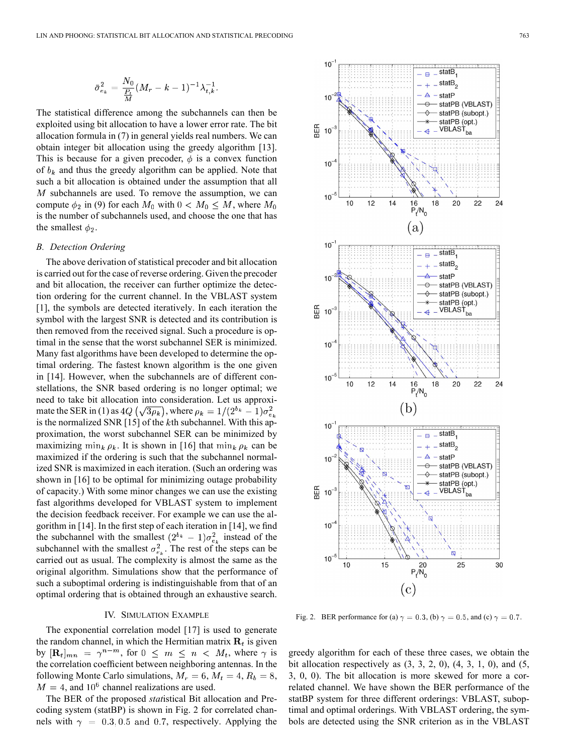$$\bar{\sigma}_{e_k}^2 = \frac{N_0}{\frac{P_t}{M}}(M_r - k - 1)^{-1}\lambda_{t,k}^{-1}.$$

The statistical difference among the subchannels can then be exploited using bit allocation to have a lower error rate. The bit allocation formula in (7) in general yields real numbers. We can obtain integer bit allocation using the greedy algorithm [13]. This is because for a given precoder, $\phi$ is a convex function of $b_k$ and thus the greedy algorithm can be applied. Note that such a bit allocation is obtained under the assumption that all $M$ subchannels are used. To remove the assumption, we can compute $\phi_2$ in (9) for each $M_0$ with $0 < M_0 \leq M$, where $M_0$ is the number of subchannels used, and choose the one that has the smallest $\phi_2$.

### B. Detection Ordering

The above derivation of statistical precoder and bit allocation is carried out for the case of reverse ordering. Given the precoder and bit allocation, the receiver can further optimize the detection ordering for the current channel. In the VBLAST system [1], the symbols are detected iteratively. In each iteration the symbol with the largest SNR is detected and its contribution is then removed from the received signal. Such a procedure is optimal in the sense that the worst subchannel SER is minimized. Many fast algorithms have been developed to determine the optimal ordering. The fastest known algorithm is the one given in [14]. However, when the subchannels are of different constellations, the SNR based ordering is no longer optimal; we need to take bit allocation into consideration. Let us approximate the SER in (1) as $4Q\left(\sqrt{3\rho_k}\right)$, where $\rho_k = 1/(2^{b_k} - 1)\sigma_{e_k}^2$ is the normalized SNR [15] of the $k$th subchannel. With this approximation, the worst subchannel SER can be minimized by maximizing $\min_k \rho_k$. It is shown in [16] that $\min_k \rho_k$ can be maximized if the ordering is such that the subchannel normalized SNR is maximized in each iteration. (Such an ordering was shown in [16] to be optimal for minimizing outage probability of capacity.) With some minor changes we can use the existing fast algorithms developed for VBLAST system to implement the decision feedback receiver. For example we can use the algorithm in [14]. In the first step of each iteration in [14], we find the subchannel with the smallest $(2^{b_k} - 1)\sigma_{e_k}^2$ instead of the subchannel with the smallest $\sigma_{e_k}^2$. The rest of the steps can be carried out as usual. The complexity is almost the same as the original algorithm. Simulations show that the performance of such a suboptimal ordering is indistinguishable from that of an optimal ordering that is obtained through an exhaustive search.

## IV. Simulation Example

The exponential correlation model [17] is used to generate the random channel, in which the Hermitian matrix $\mathbf{R}_t$ is given by $[\mathbf{R}_t]_{mn} = \gamma^{n-m}$, for $0 \leq m \leq n < M_t$, where $\gamma$ is the correlation coefficient between neighboring antennas. In the following Monte Carlo simulations, $M_r = 6$, $M_t = 4$, $R_b = 8$, $M = 4$, and $10^6$ channel realizations are used.

The BER of the proposed *stat*istical Bit allocation and Precoding system (statBP) is shown in Fig. 2 for correlated channels with $\gamma = 0.3, 0.5$ and $0.7$, respectively. Applying the greedy algorithm for each of these three cases, we obtain the bit allocation respectively as (3, 3, 2, 0), (4, 3, 1, 0), and (5, 3, 0, 0). The bit allocation is more skewed for more a correlated channel. We have shown the BER performance of the statBP system for three different orderings: VBLAST, suboptimal and optimal orderings. With VBLAST ordering, the symbols are detected using the SNR criterion as in the VBLAST

Fig. 2. BER performance for (a) $\gamma = 0.3$, (b) $\gamma = 0.5$, and (c) $\gamma = 0.7$.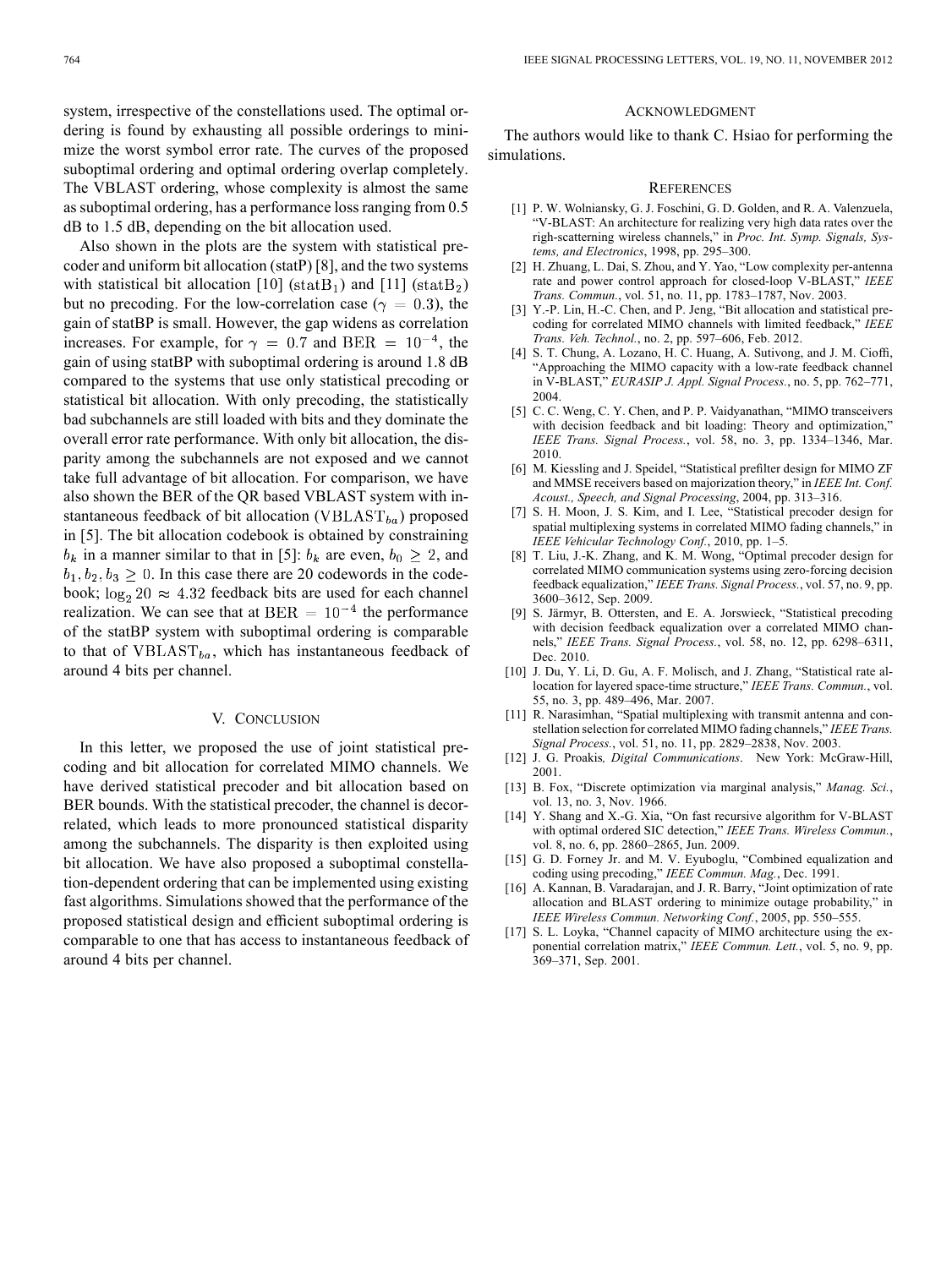system, irrespective of the constellations used. The optimal ordering is found by exhausting all possible orderings to minimize the worst symbol error rate. The curves of the proposed suboptimal ordering and optimal ordering overlap completely. The VBLAST ordering, whose complexity is almost the same as suboptimal ordering, has a performance loss ranging from 0.5 dB to 1.5 dB, depending on the bit allocation used.

Also shown in the plots are the system with statistical precoder and uniform bit allocation (statP) [8], and the two systems with statistical bit allocation [10] ($\mathrm{statB}_1$) and [11] ($\mathrm{statB}_2$) but no precoding. For the low-correlation case ($\gamma = 0.3$), the gain of statBP is small. However, the gap widens as correlation increases. For example, for $\gamma = 0.7$ and $\mathrm{BER} = 10^{-4}$, the gain of using statBP with suboptimal ordering is around 1.8 dB compared to the systems that use only statistical precoding or statistical bit allocation. With only precoding, the statistically bad subchannels are still loaded with bits and they dominate the overall error rate performance. With only bit allocation, the disparity among the subchannels are not exposed and we cannot take full advantage of bit allocation. For comparison, we have also shown the BER of the QR based VBLAST system with instantaneous feedback of bit allocation ($\mathrm{VBLAST}_{ba}$) proposed in [5]. The bit allocation codebook is obtained by constraining $b_k$ in a manner similar to that in [5]: $b_k$ are even, $b_0 \geq 2$, and $b_1, b_2, b_3 \geq 0$. In this case there are 20 codewords in the codebook; $\log_2 20 \approx 4.32$ feedback bits are used for each channel realization. We can see that at $\mathrm{BER} = 10^{-4}$ the performance of the statBP system with suboptimal ordering is comparable to that of $\mathrm{VBLAST}_{ba}$, which has instantaneous feedback of around 4 bits per channel.

## V. Conclusion

In this letter, we proposed the use of joint statistical precoding and bit allocation for correlated MIMO channels. We have derived statistical precoder and bit allocation based on BER bounds. With the statistical precoder, the channel is decorrelated, which leads to more pronounced statistical disparity among the subchannels. The disparity is then exploited using bit allocation. We have also proposed a suboptimal constellation-dependent ordering that can be implemented using existing fast algorithms. Simulations showed that the performance of the proposed statistical design and efficient suboptimal ordering is comparable to one that has access to instantaneous feedback of around 4 bits per channel.

## Acknowledgment

The authors would like to thank C. Hsiao for performing the simulations.

## References

[1] P. W. Wolniansky, G. J. Foschini, G. D. Golden, and R. A. Valenzuela, "V-BLAST: An architecture for realizing very high data rates over the righ-scatterning wireless channels," in *Proc. Int. Symp. Signals, Systems, and Electronics*, 1998, pp. 295–300.

[2] H. Zhuang, L. Dai, S. Zhou, and Y. Yao, "Low complexity per-antenna rate and power control approach for closed-loop V-BLAST," *IEEE Trans. Commun.*, vol. 51, no. 11, pp. 1783–1787, Nov. 2003.

[3] Y.-P. Lin, H.-C. Chen, and P. Jeng, "Bit allocation and statistical precoding for correlated MIMO channels with limited feedback," *IEEE Trans. Veh. Technol.*, no. 2, pp. 597–606, Feb. 2012.

[4] S. T. Chung, A. Lozano, H. C. Huang, A. Sutivong, and J. M. Cioffi, "Approaching the MIMO capacity with a low-rate feedback channel in V-BLAST," *EURASIP J. Appl. Signal Process.*, no. 5, pp. 762–771, 2004.

[5] C. C. Weng, C. Y. Chen, and P. P. Vaidyanathan, "MIMO transceivers with decision feedback and bit loading: Theory and optimization," *IEEE Trans. Signal Process.*, vol. 58, no. 3, pp. 1334–1346, Mar. 2010.

[6] M. Kiessling and J. Speidel, "Statistical prefilter design for MIMO ZF and MMSE receivers based on majorization theory," in *IEEE Int. Conf. Acoust., Speech, and Signal Processing*, 2004, pp. 313–316.

[7] S. H. Moon, J. S. Kim, and I. Lee, "Statistical precoder design for spatial multiplexing systems in correlated MIMO fading channels," in *IEEE Vehicular Technology Conf.*, 2010, pp. 1–5.

[8] T. Liu, J.-K. Zhang, and K. M. Wong, "Optimal precoder design for correlated MIMO communication systems using zero-forcing decision feedback equalization," *IEEE Trans. Signal Process.*, vol. 57, no. 9, pp. 3600–3612, Sep. 2009.

[9] S. Järmyr, B. Ottersten, and E. A. Jorswieck, "Statistical precoding with decision feedback equalization over a correlated MIMO channels," *IEEE Trans. Signal Process.*, vol. 58, no. 12, pp. 6298–6311, Dec. 2010.

[10] J. Du, Y. Li, D. Gu, A. F. Molisch, and J. Zhang, "Statistical rate allocation for layered space-time structure," *IEEE Trans. Commun.*, vol. 55, no. 3, pp. 489–496, Mar. 2007.

[11] R. Narasimhan, "Spatial multiplexing with transmit antenna and constellation selection for correlated MIMO fading channels," *IEEE Trans. Signal Process.*, vol. 51, no. 11, pp. 2829–2838, Nov. 2003.

[12] J. G. Proakis, *Digital Communications*. New York: McGraw-Hill, 2001.

[13] B. Fox, "Discrete optimization via marginal analysis," *Manag. Sci.*, vol. 13, no. 3, Nov. 1966.

[14] Y. Shang and X.-G. Xia, "On fast recursive algorithm for V-BLAST with optimal ordered SIC detection," *IEEE Trans. Wireless Commun.*, vol. 8, no. 6, pp. 2860–2865, Jun. 2009.

[15] G. D. Forney Jr. and M. V. Eyuboglu, "Combined equalization and coding using precoding," *IEEE Commun. Mag.*, Dec. 1991.

[16] A. Kannan, B. Varadarajan, and J. R. Barry, "Joint optimization of rate allocation and BLAST ordering to minimize outage probability," in *IEEE Wireless Commun. Networking Conf.*, 2005, pp. 550–555.

[17] S. L. Loyka, "Channel capacity of MIMO architecture using the exponential correlation matrix," *IEEE Commun. Lett.*, vol. 5, no. 9, pp. 369–371, Sep. 2001.